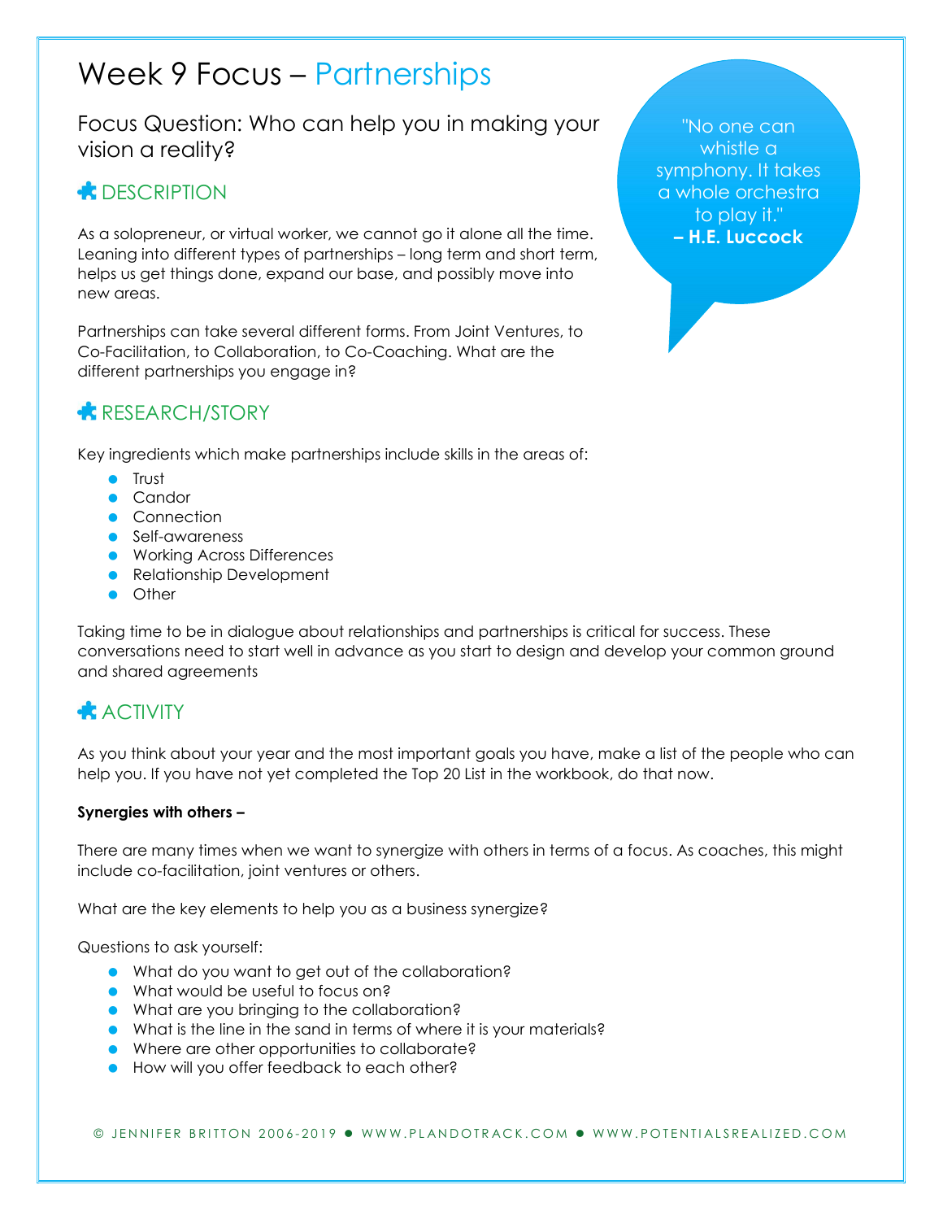# Week 9 Focus – Partnerships

## Focus Question: Who can help you in making your vision a reality?

"No one can whistle a symphony. It takes a whole orchestra to play it."
**– H.E. Luccock**

### DESCRIPTION

As a solopreneur, or virtual worker, we cannot go it alone all the time. Leaning into different types of partnerships – long term and short term, helps us get things done, expand our base, and possibly move into new areas.

Partnerships can take several different forms. From Joint Ventures, to Co-Facilitation, to Collaboration, to Co-Coaching. What are the different partnerships you engage in?

### RESEARCH/STORY

Key ingredients which make partnerships include skills in the areas of:

- Trust
- Candor
- Connection
- Self-awareness
- Working Across Differences
- Relationship Development
- Other

Taking time to be in dialogue about relationships and partnerships is critical for success. These conversations need to start well in advance as you start to design and develop your common ground and shared agreements

### ACTIVITY

As you think about your year and the most important goals you have, make a list of the people who can help you. If you have not yet completed the Top 20 List in the workbook, do that now.

**Synergies with others –**

There are many times when we want to synergize with others in terms of a focus. As coaches, this might include co-facilitation, joint ventures or others.

What are the key elements to help you as a business synergize?

Questions to ask yourself:

- What do you want to get out of the collaboration?
- What would be useful to focus on?
- What are you bringing to the collaboration?
- What is the line in the sand in terms of where it is your materials?
- Where are other opportunities to collaborate?
- How will you offer feedback to each other?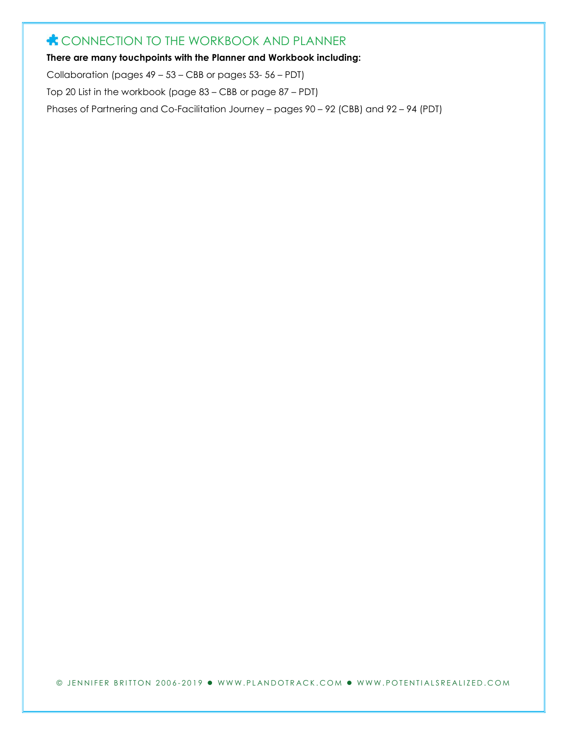## CONNECTION TO THE WORKBOOK AND PLANNER

**There are many touchpoints with the Planner and Workbook including:**

Collaboration (pages 49 – 53 – CBB or pages 53- 56 – PDT)

Top 20 List in the workbook (page 83 – CBB or page 87 – PDT)

Phases of Partnering and Co-Facilitation Journey – pages 90 – 92 (CBB) and 92 – 94 (PDT)